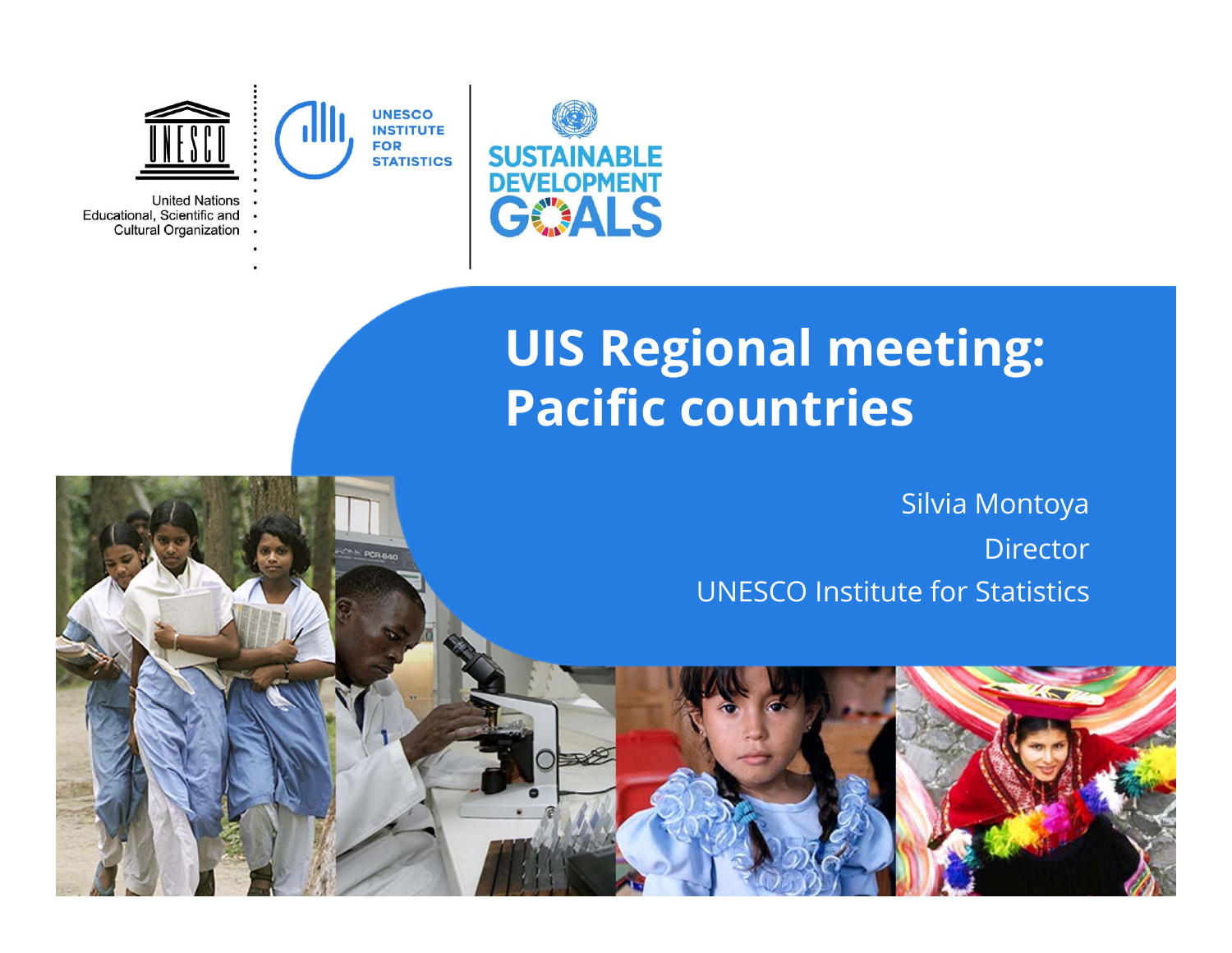United Nations Educational, Scientific and Cultural Organization

UNESCO INSTITUTE FOR STATISTICS

SUSTAINABLE DEVELOPMENT GOALS

# UIS Regional meeting: Pacific countries

Silvia Montoya

Director

UNESCO Institute for Statistics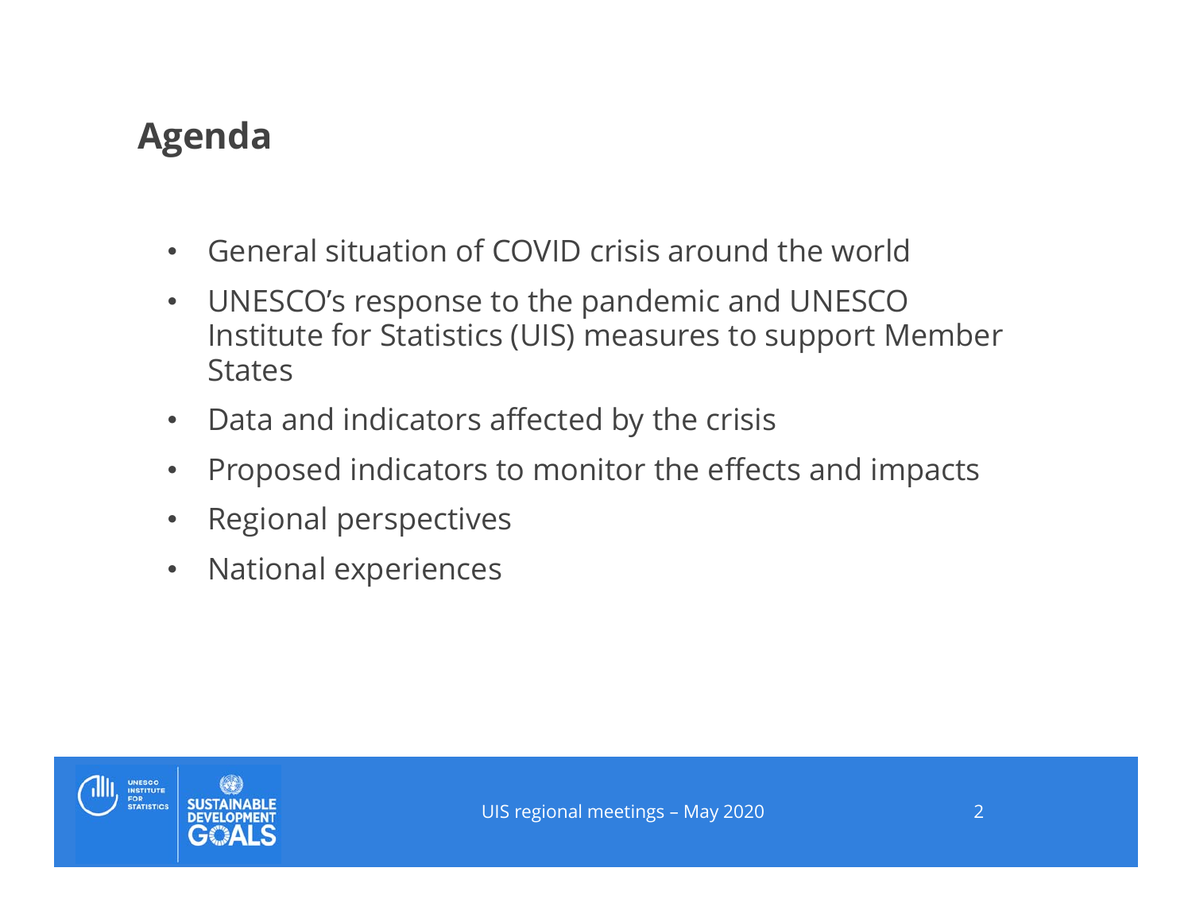# Agenda

- General situation of COVID crisis around the world
- UNESCO's response to the pandemic and UNESCO Institute for Statistics (UIS) measures to support Member States
- Data and indicators affected by the crisis
- Proposed indicators to monitor the effects and impacts
- Regional perspectives
- National experiences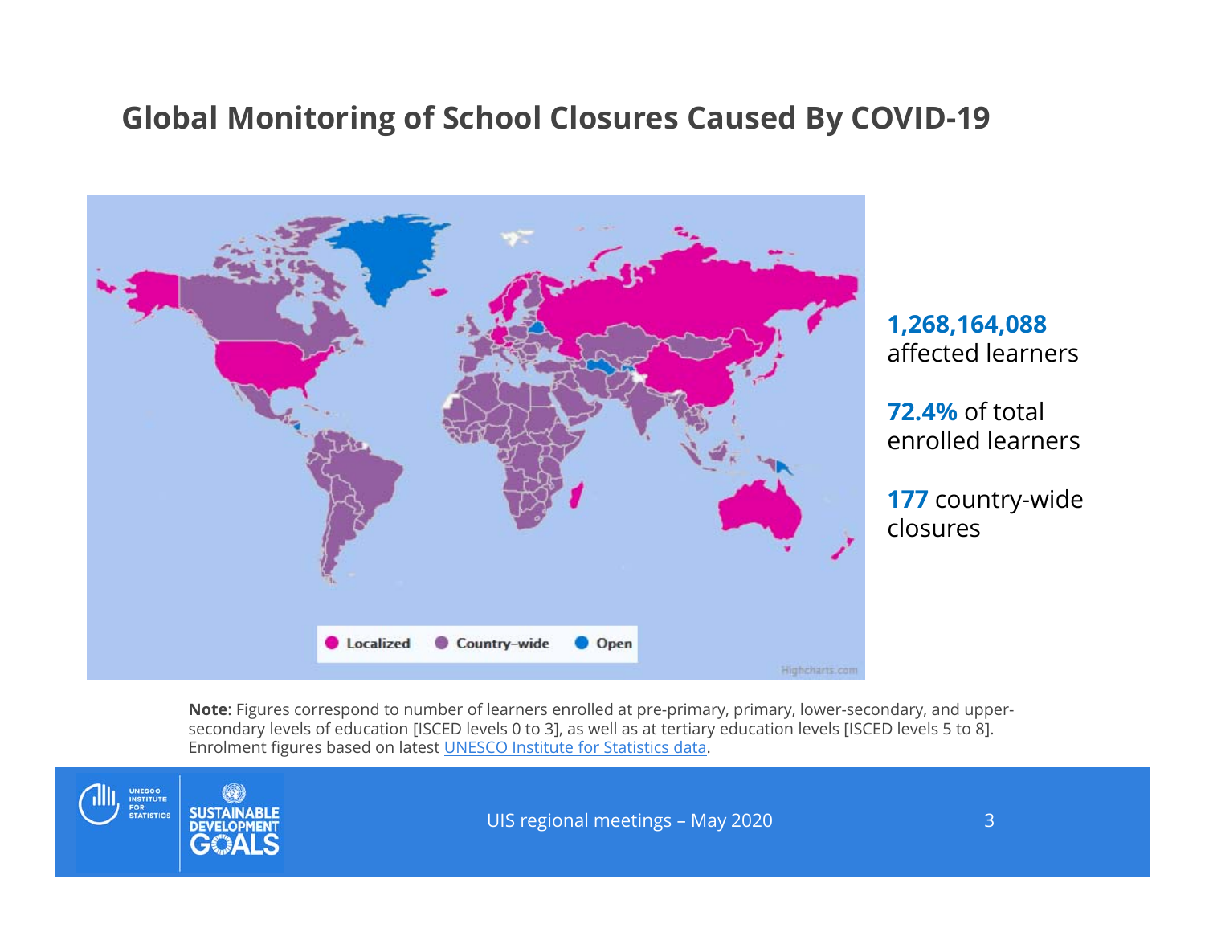## Global Monitoring of School Closures Caused By COVID-19

Localized · Country-wide · Open

**1,268,164,088** affected learners

**72.4%** of total enrolled learners

**177** country-wide closures

**Note**: Figures correspond to number of learners enrolled at pre-primary, primary, lower-secondary, and upper-secondary levels of education [ISCED levels 0 to 3], as well as at tertiary education levels [ISCED levels 5 to 8]. Enrolment figures based on latest UNESCO Institute for Statistics data.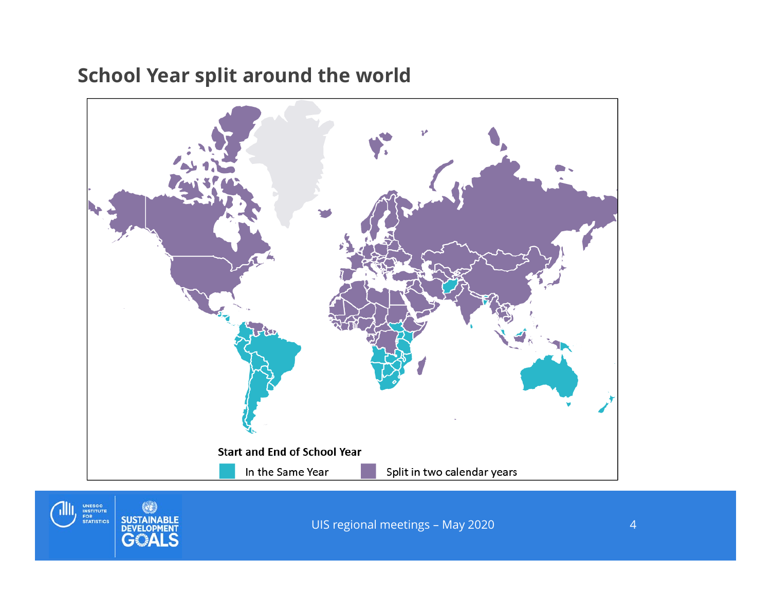## School Year split around the world

Start and End of School Year

In the Same Year | Split in two calendar years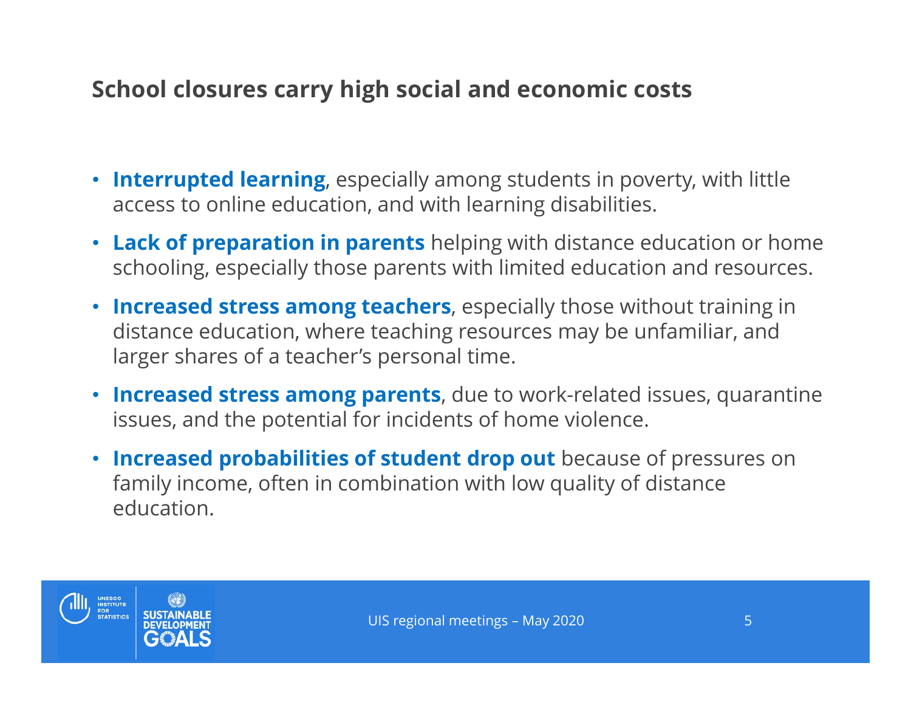## School closures carry high social and economic costs

- **Interrupted learning**, especially among students in poverty, with little access to online education, and with learning disabilities.
- **Lack of preparation in parents** helping with distance education or home schooling, especially those parents with limited education and resources.
- **Increased stress among teachers**, especially those without training in distance education, where teaching resources may be unfamiliar, and larger shares of a teacher's personal time.
- **Increased stress among parents**, due to work-related issues, quarantine issues, and the potential for incidents of home violence.
- **Increased probabilities of student drop out** because of pressures on family income, often in combination with low quality of distance education.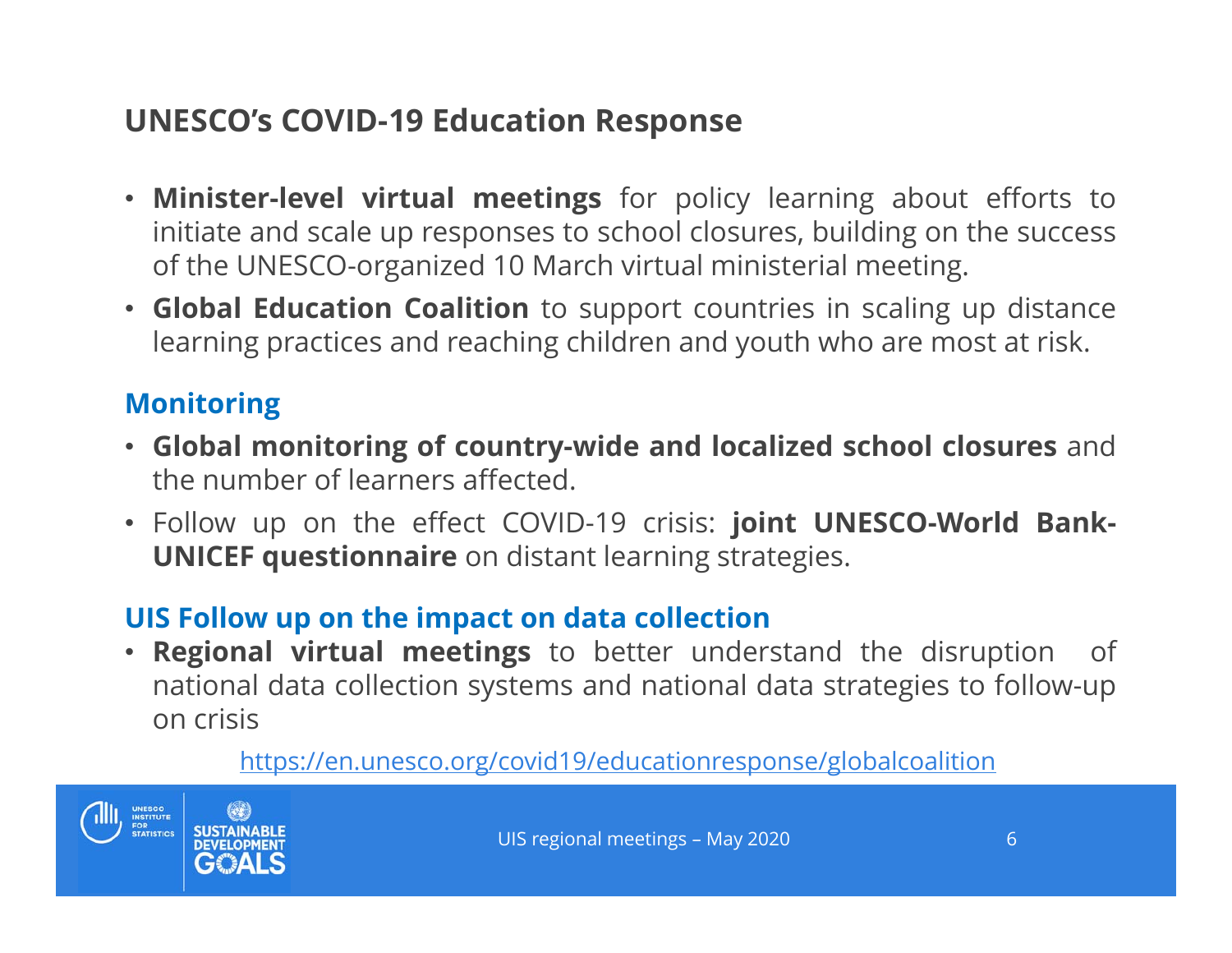## UNESCO's COVID-19 Education Response

- **Minister-level virtual meetings** for policy learning about efforts to initiate and scale up responses to school closures, building on the success of the UNESCO-organized 10 March virtual ministerial meeting.
- **Global Education Coalition** to support countries in scaling up distance learning practices and reaching children and youth who are most at risk.

### Monitoring

- **Global monitoring of country-wide and localized school closures** and the number of learners affected.
- Follow up on the effect COVID-19 crisis: **joint UNESCO-World Bank-UNICEF questionnaire** on distant learning strategies.

### UIS Follow up on the impact on data collection

- **Regional virtual meetings** to better understand the disruption of national data collection systems and national data strategies to follow-up on crisis

https://en.unesco.org/covid19/educationresponse/globalcoalition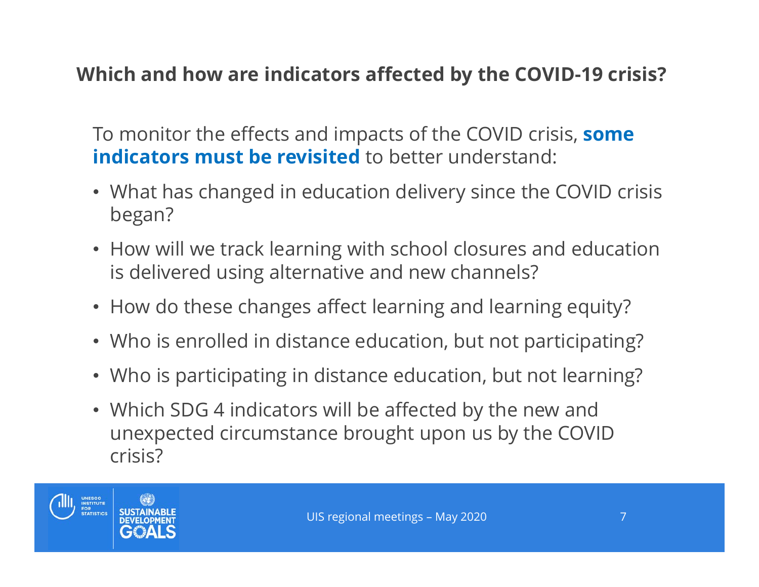## Which and how are indicators affected by the COVID-19 crisis?

To monitor the effects and impacts of the COVID crisis, **some indicators must be revisited** to better understand:

- What has changed in education delivery since the COVID crisis began?
- How will we track learning with school closures and education is delivered using alternative and new channels?
- How do these changes affect learning and learning equity?
- Who is enrolled in distance education, but not participating?
- Who is participating in distance education, but not learning?
- Which SDG 4 indicators will be affected by the new and unexpected circumstance brought upon us by the COVID crisis?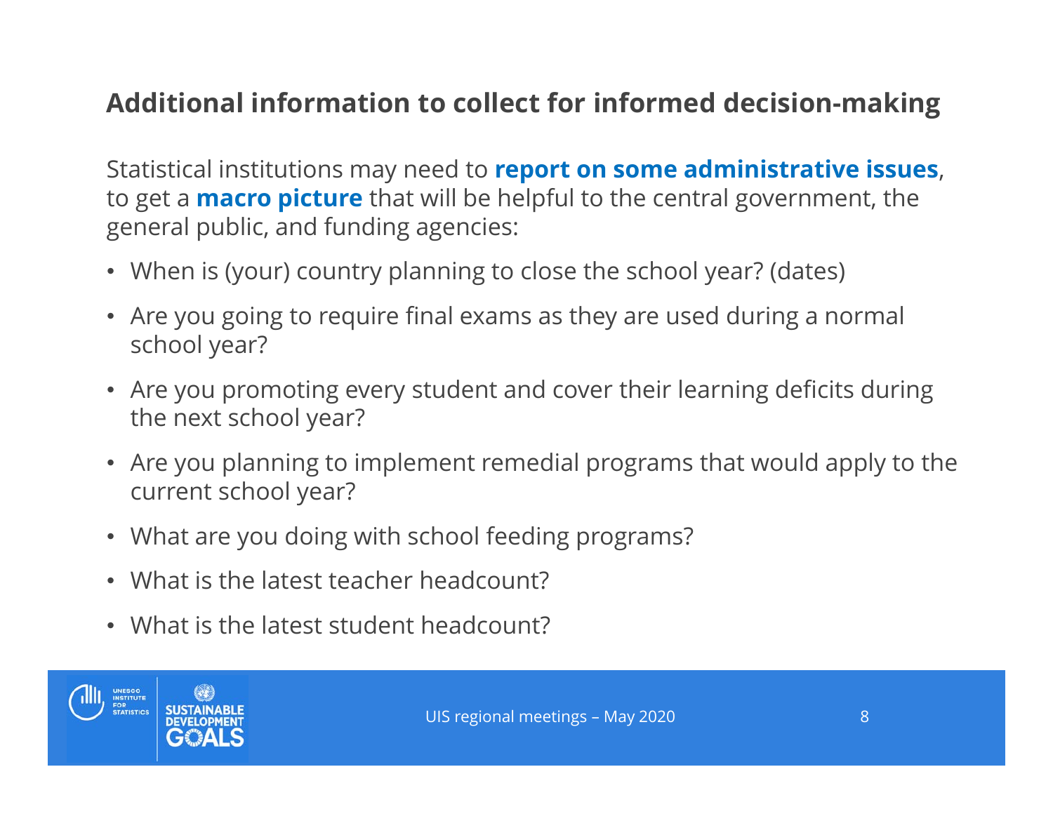## Additional information to collect for informed decision-making

Statistical institutions may need to **report on some administrative issues**, to get a **macro picture** that will be helpful to the central government, the general public, and funding agencies:

- When is (your) country planning to close the school year? (dates)
- Are you going to require final exams as they are used during a normal school year?
- Are you promoting every student and cover their learning deficits during the next school year?
- Are you planning to implement remedial programs that would apply to the current school year?
- What are you doing with school feeding programs?
- What is the latest teacher headcount?
- What is the latest student headcount?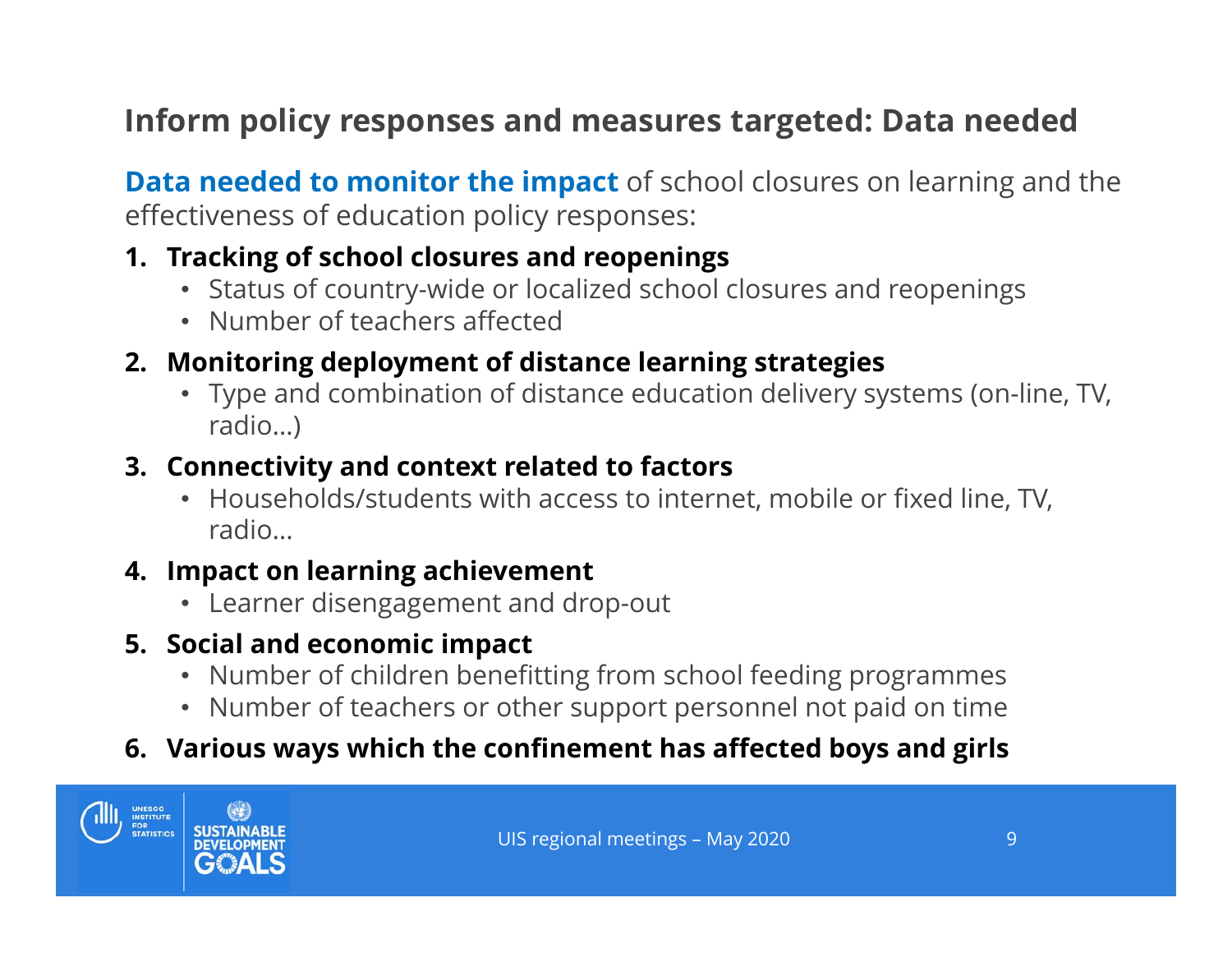## Inform policy responses and measures targeted: Data needed

**Data needed to monitor the impact** of school closures on learning and the effectiveness of education policy responses:

1. **Tracking of school closures and reopenings**
   - Status of country-wide or localized school closures and reopenings
   - Number of teachers affected
2. **Monitoring deployment of distance learning strategies**
   - Type and combination of distance education delivery systems (on-line, TV, radio…)
3. **Connectivity and context related to factors**
   - Households/students with access to internet, mobile or fixed line, TV, radio…
4. **Impact on learning achievement**
   - Learner disengagement and drop-out
5. **Social and economic impact**
   - Number of children benefitting from school feeding programmes
   - Number of teachers or other support personnel not paid on time
6. **Various ways which the confinement has affected boys and girls**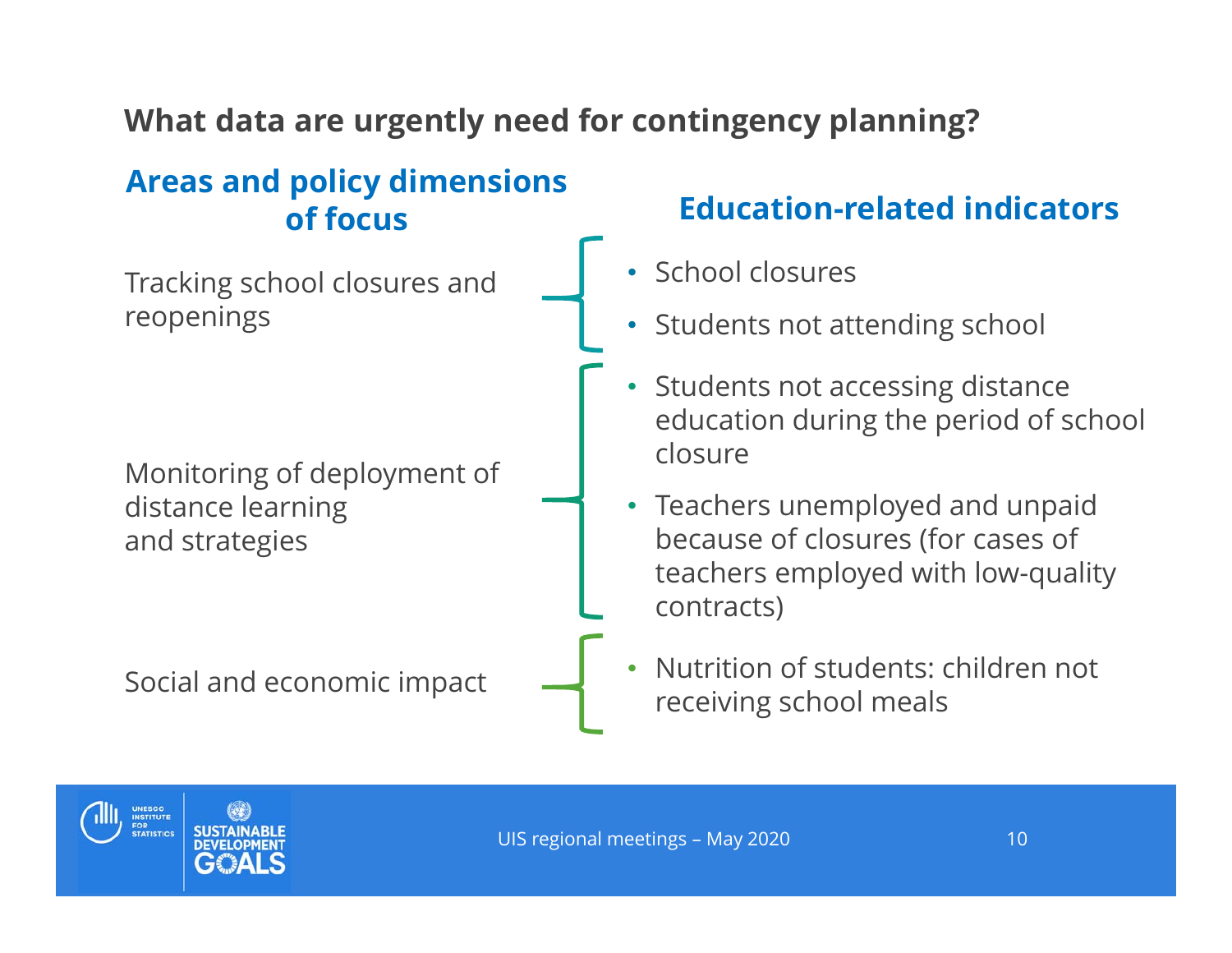## What data are urgently need for contingency planning?

| Areas and policy dimensions of focus | Education-related indicators |
|---|---|
| Tracking school closures and reopenings | • School closures<br>• Students not attending school |
| Monitoring of deployment of distance learning and strategies | • Students not accessing distance education during the period of school closure<br>• Teachers unemployed and unpaid because of closures (for cases of teachers employed with low-quality contracts) |
| Social and economic impact | • Nutrition of students: children not receiving school meals |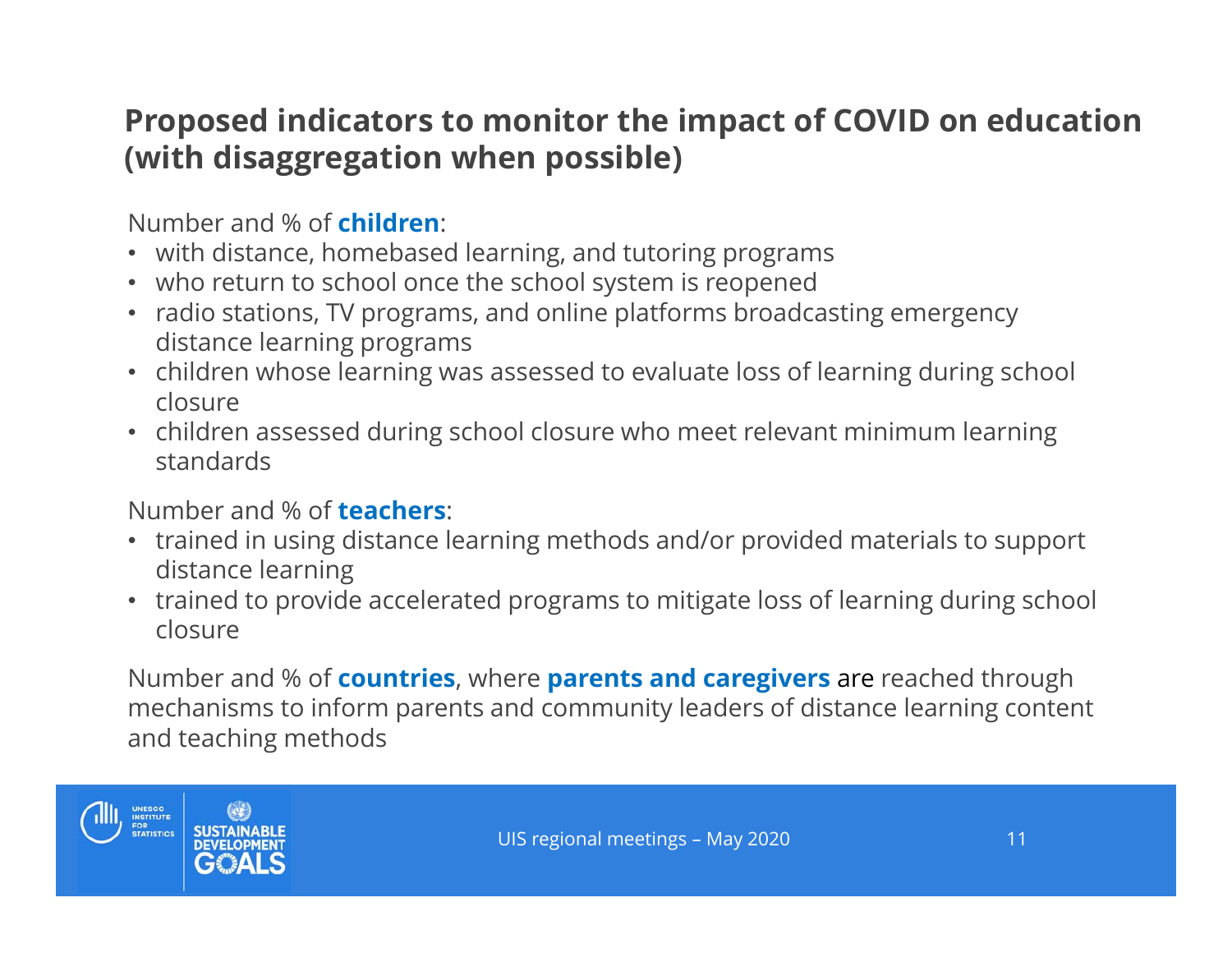## Proposed indicators to monitor the impact of COVID on education (with disaggregation when possible)

Number and % of **children**:

- with distance, homebased learning, and tutoring programs
- who return to school once the school system is reopened
- radio stations, TV programs, and online platforms broadcasting emergency distance learning programs
- children whose learning was assessed to evaluate loss of learning during school closure
- children assessed during school closure who meet relevant minimum learning standards

Number and % of **teachers**:

- trained in using distance learning methods and/or provided materials to support distance learning
- trained to provide accelerated programs to mitigate loss of learning during school closure

Number and % of **countries**, where **parents and caregivers** are reached through mechanisms to inform parents and community leaders of distance learning content and teaching methods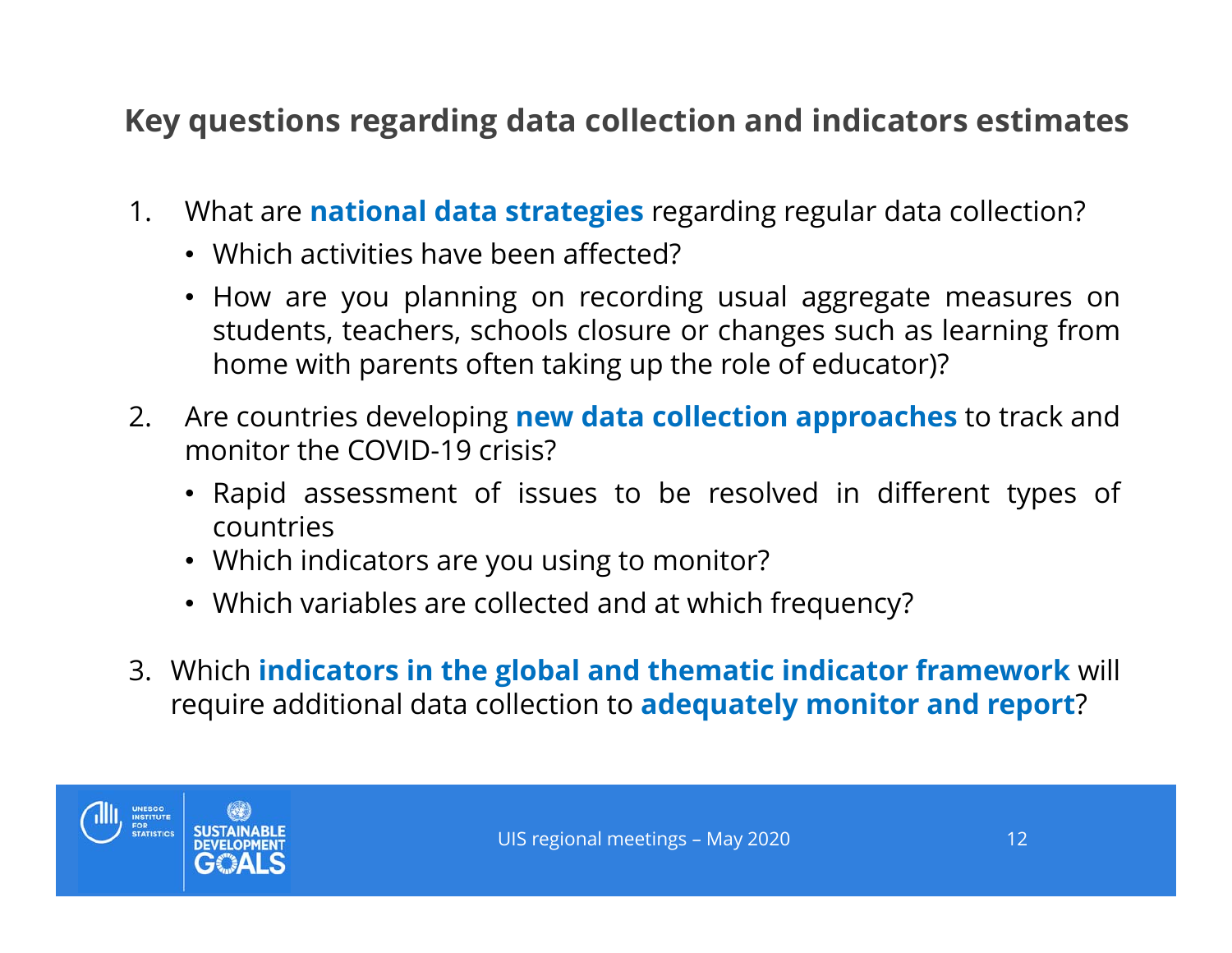## Key questions regarding data collection and indicators estimates

1. What are **national data strategies** regarding regular data collection?
   - Which activities have been affected?
   - How are you planning on recording usual aggregate measures on students, teachers, schools closure or changes such as learning from home with parents often taking up the role of educator)?
2. Are countries developing **new data collection approaches** to track and monitor the COVID-19 crisis?
   - Rapid assessment of issues to be resolved in different types of countries
   - Which indicators are you using to monitor?
   - Which variables are collected and at which frequency?
3. Which **indicators in the global and thematic indicator framework** will require additional data collection to **adequately monitor and report**?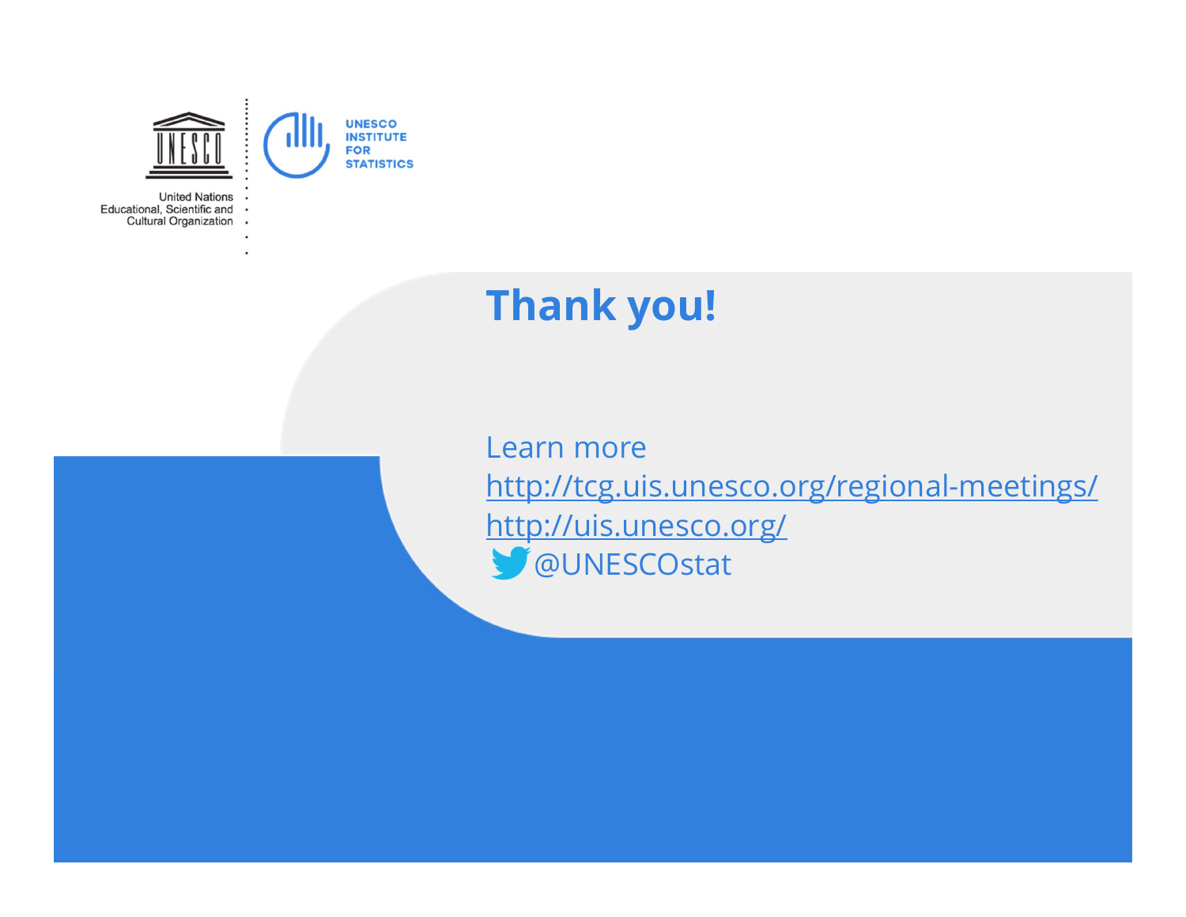United Nations
Educational, Scientific and
Cultural Organization

UNESCO
INSTITUTE
FOR
STATISTICS

# Thank you!

Learn more
http://tcg.uis.unesco.org/regional-meetings/
http://uis.unesco.org/
@UNESCOstat